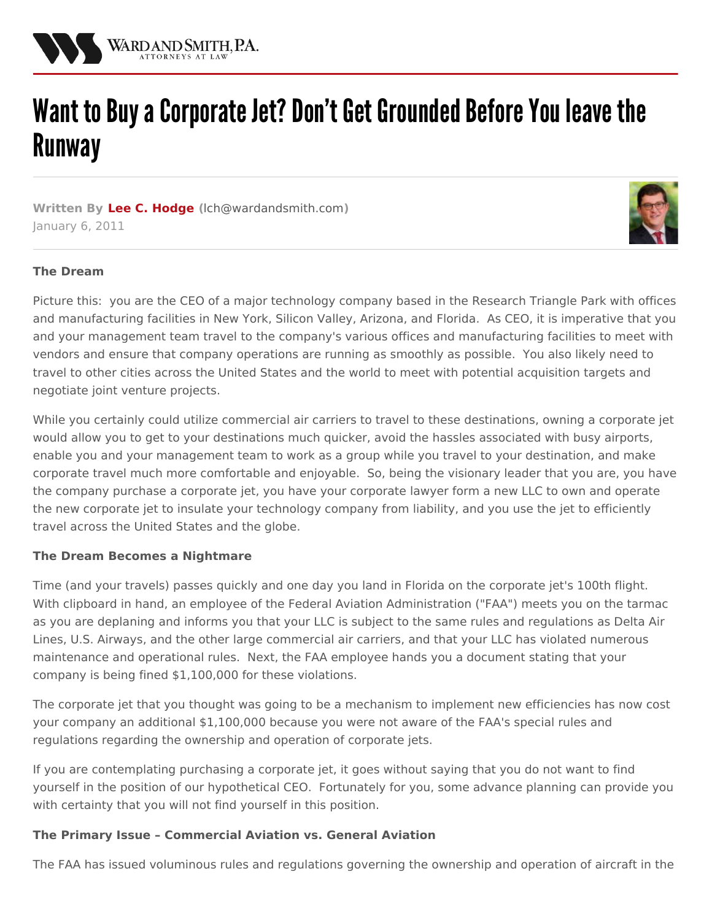# Want to Buy a Corporate Jet? Don't Get Grounded Before You leave the Runway

**Written By Lee C. Hodge (lch@wardandsmith.com)**
January 6, 2011

**The Dream**

Picture this: you are the CEO of a major technology company based in the Research Triangle Park with offices and manufacturing facilities in New York, Silicon Valley, Arizona, and Florida. As CEO, it is imperative that you and your management team travel to the company's various offices and manufacturing facilities to meet with vendors and ensure that company operations are running as smoothly as possible. You also likely need to travel to other cities across the United States and the world to meet with potential acquisition targets and negotiate joint venture projects.

While you certainly could utilize commercial air carriers to travel to these destinations, owning a corporate jet would allow you to get to your destinations much quicker, avoid the hassles associated with busy airports, enable you and your management team to work as a group while you travel to your destination, and make corporate travel much more comfortable and enjoyable. So, being the visionary leader that you are, you have the company purchase a corporate jet, you have your corporate lawyer form a new LLC to own and operate the new corporate jet to insulate your technology company from liability, and you use the jet to efficiently travel across the United States and the globe.

**The Dream Becomes a Nightmare**

Time (and your travels) passes quickly and one day you land in Florida on the corporate jet's 100th flight. With clipboard in hand, an employee of the Federal Aviation Administration ("FAA") meets you on the tarmac as you are deplaning and informs you that your LLC is subject to the same rules and regulations as Delta Air Lines, U.S. Airways, and the other large commercial air carriers, and that your LLC has violated numerous maintenance and operational rules. Next, the FAA employee hands you a document stating that your company is being fined $1,100,000 for these violations.

The corporate jet that you thought was going to be a mechanism to implement new efficiencies has now cost your company an additional $1,100,000 because you were not aware of the FAA's special rules and regulations regarding the ownership and operation of corporate jets.

If you are contemplating purchasing a corporate jet, it goes without saying that you do not want to find yourself in the position of our hypothetical CEO. Fortunately for you, some advance planning can provide you with certainty that you will not find yourself in this position.

**The Primary Issue – Commercial Aviation vs. General Aviation**

The FAA has issued voluminous rules and regulations governing the ownership and operation of aircraft in the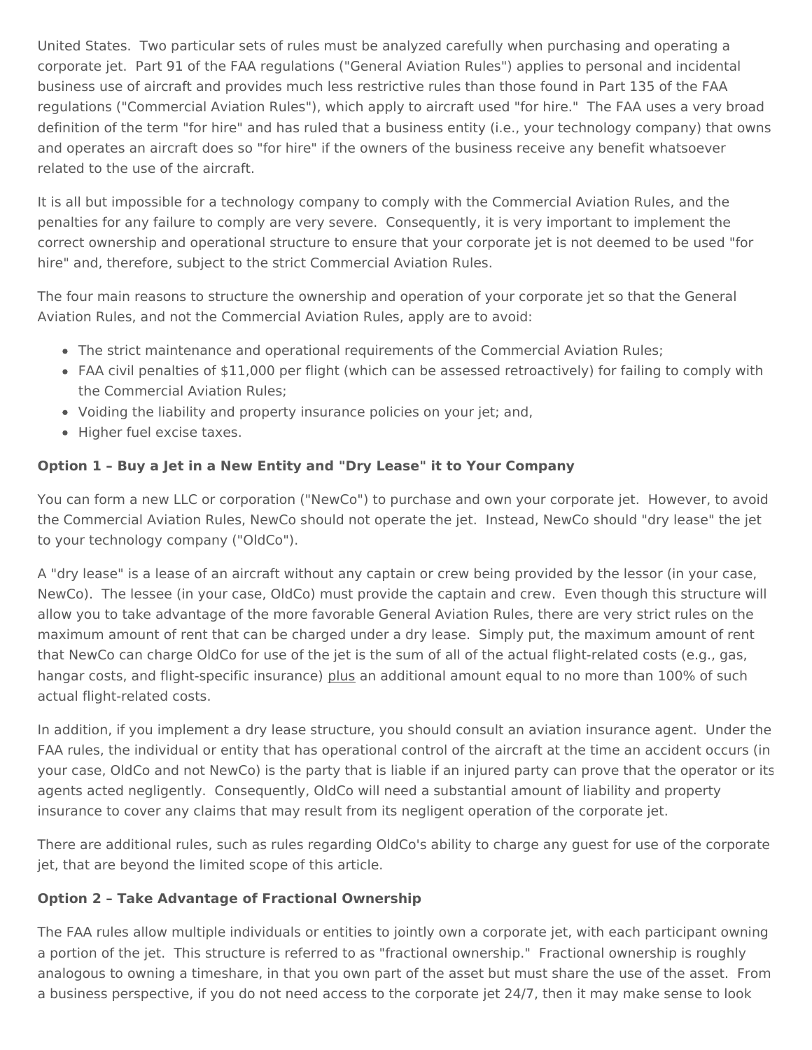United States. Two particular sets of rules must be analyzed carefully when purchasing and operating a corporate jet. Part 91 of the FAA regulations ("General Aviation Rules") applies to personal and incidental business use of aircraft and provides much less restrictive rules than those found in Part 135 of the FAA regulations ("Commercial Aviation Rules"), which apply to aircraft used "for hire." The FAA uses a very broad definition of the term "for hire" and has ruled that a business entity (i.e., your technology company) that owns and operates an aircraft does so "for hire" if the owners of the business receive any benefit whatsoever related to the use of the aircraft.

It is all but impossible for a technology company to comply with the Commercial Aviation Rules, and the penalties for any failure to comply are very severe. Consequently, it is very important to implement the correct ownership and operational structure to ensure that your corporate jet is not deemed to be used "for hire" and, therefore, subject to the strict Commercial Aviation Rules.

The four main reasons to structure the ownership and operation of your corporate jet so that the General Aviation Rules, and not the Commercial Aviation Rules, apply are to avoid:

- The strict maintenance and operational requirements of the Commercial Aviation Rules;
- FAA civil penalties of $11,000 per flight (which can be assessed retroactively) for failing to comply with the Commercial Aviation Rules;
- Voiding the liability and property insurance policies on your jet; and,
- Higher fuel excise taxes.

**Option 1 – Buy a Jet in a New Entity and "Dry Lease" it to Your Company**

You can form a new LLC or corporation ("NewCo") to purchase and own your corporate jet. However, to avoid the Commercial Aviation Rules, NewCo should not operate the jet. Instead, NewCo should "dry lease" the jet to your technology company ("OldCo").

A "dry lease" is a lease of an aircraft without any captain or crew being provided by the lessor (in your case, NewCo). The lessee (in your case, OldCo) must provide the captain and crew. Even though this structure will allow you to take advantage of the more favorable General Aviation Rules, there are very strict rules on the maximum amount of rent that can be charged under a dry lease. Simply put, the maximum amount of rent that NewCo can charge OldCo for use of the jet is the sum of all of the actual flight-related costs (e.g., gas, hangar costs, and flight-specific insurance) <u>plus</u> an additional amount equal to no more than 100% of such actual flight-related costs.

In addition, if you implement a dry lease structure, you should consult an aviation insurance agent. Under the FAA rules, the individual or entity that has operational control of the aircraft at the time an accident occurs (in your case, OldCo and not NewCo) is the party that is liable if an injured party can prove that the operator or its agents acted negligently. Consequently, OldCo will need a substantial amount of liability and property insurance to cover any claims that may result from its negligent operation of the corporate jet.

There are additional rules, such as rules regarding OldCo's ability to charge any guest for use of the corporate jet, that are beyond the limited scope of this article.

**Option 2 – Take Advantage of Fractional Ownership**

The FAA rules allow multiple individuals or entities to jointly own a corporate jet, with each participant owning a portion of the jet. This structure is referred to as "fractional ownership." Fractional ownership is roughly analogous to owning a timeshare, in that you own part of the asset but must share the use of the asset. From a business perspective, if you do not need access to the corporate jet 24/7, then it may make sense to look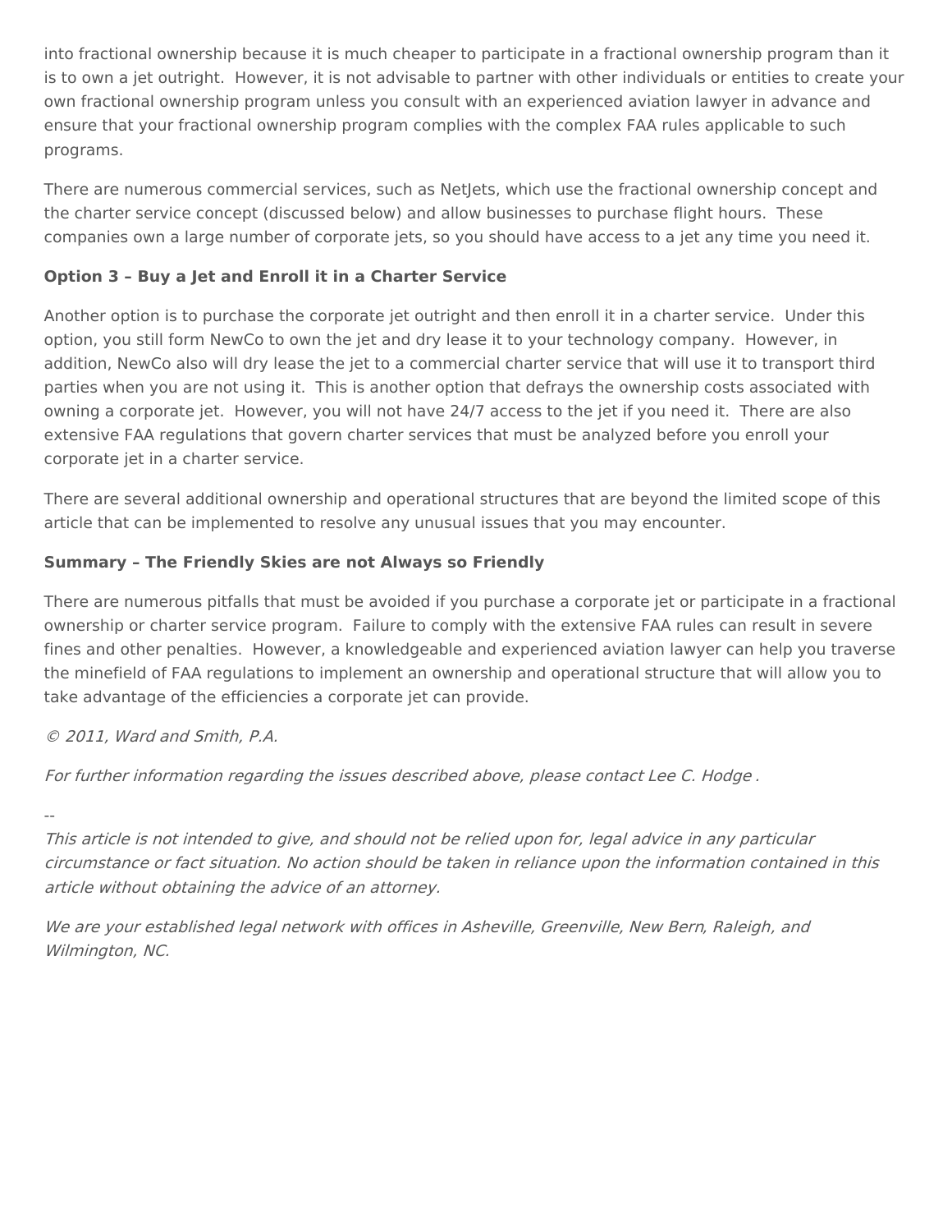into fractional ownership because it is much cheaper to participate in a fractional ownership program than it is to own a jet outright.  However, it is not advisable to partner with other individuals or entities to create your own fractional ownership program unless you consult with an experienced aviation lawyer in advance and ensure that your fractional ownership program complies with the complex FAA rules applicable to such programs.

There are numerous commercial services, such as NetJets, which use the fractional ownership concept and the charter service concept (discussed below) and allow businesses to purchase flight hours.  These companies own a large number of corporate jets, so you should have access to a jet any time you need it.

**Option 3 – Buy a Jet and Enroll it in a Charter Service**

Another option is to purchase the corporate jet outright and then enroll it in a charter service.  Under this option, you still form NewCo to own the jet and dry lease it to your technology company.  However, in addition, NewCo also will dry lease the jet to a commercial charter service that will use it to transport third parties when you are not using it.  This is another option that defrays the ownership costs associated with owning a corporate jet.  However, you will not have 24/7 access to the jet if you need it.  There are also extensive FAA regulations that govern charter services that must be analyzed before you enroll your corporate jet in a charter service.

There are several additional ownership and operational structures that are beyond the limited scope of this article that can be implemented to resolve any unusual issues that you may encounter.

**Summary – The Friendly Skies are not Always so Friendly**

There are numerous pitfalls that must be avoided if you purchase a corporate jet or participate in a fractional ownership or charter service program.  Failure to comply with the extensive FAA rules can result in severe fines and other penalties.  However, a knowledgeable and experienced aviation lawyer can help you traverse the minefield of FAA regulations to implement an ownership and operational structure that will allow you to take advantage of the efficiencies a corporate jet can provide.

*© 2011, Ward and Smith, P.A.*

*For further information regarding the issues described above, please contact Lee C. Hodge .*

--

*This article is not intended to give, and should not be relied upon for, legal advice in any particular circumstance or fact situation. No action should be taken in reliance upon the information contained in this article without obtaining the advice of an attorney.*

*We are your established legal network with offices in Asheville, Greenville, New Bern, Raleigh, and Wilmington, NC.*